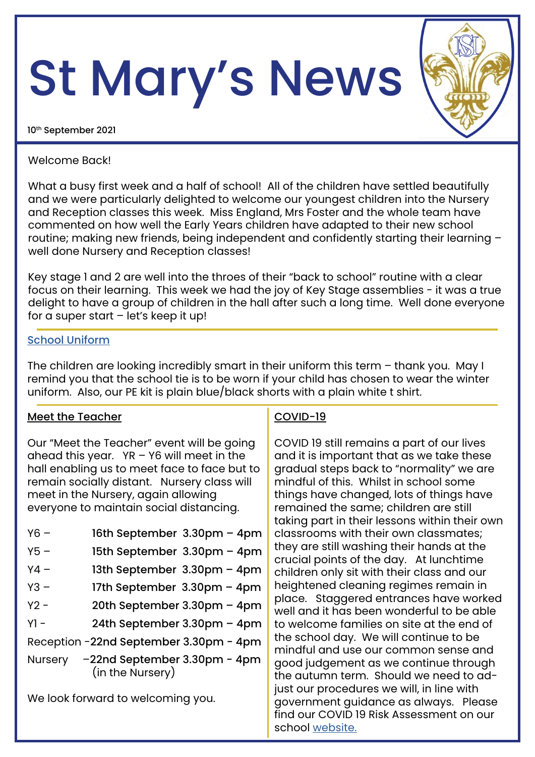# St Mary's News

10th September 2021

Welcome Back!

What a busy first week and a half of school! All of the children have settled beautifully and we were particularly delighted to welcome our youngest children into the Nursery and Reception classes this week. Miss England, Mrs Foster and the whole team have commented on how well the Early Years children have adapted to their new school routine; making new friends, being independent and confidently starting their learning – well done Nursery and Reception classes!

Key stage 1 and 2 are well into the throes of their "back to school" routine with a clear focus on their learning. This week we had the joy of Key Stage assemblies - it was a true delight to have a group of children in the hall after such a long time. Well done everyone for a super start – let's keep it up!

## School Uniform

The children are looking incredibly smart in their uniform this term – thank you. May I remind you that the school tie is to be worn if your child has chosen to wear the winter uniform. Also, our PE kit is plain blue/black shorts with a plain white t shirt.

## Meet the Teacher

Our "Meet the Teacher" event will be going ahead this year. YR – Y6 will meet in the hall enabling us to meet face to face but to remain socially distant. Nursery class will meet in the Nursery, again allowing everyone to maintain social distancing.

| | | |
|---|---|---|
| Y6 – | 16th September | 3.30pm – 4pm |
| Y5 – | 15th September | 3.30pm – 4pm |
| Y4 – | 13th September | 3.30pm – 4pm |
| Y3 – | 17th September | 3.30pm – 4pm |
| Y2 - | 20th September | 3.30pm – 4pm |
| Y1 - | 24th September | 3.30pm – 4pm |
| Reception - | 22nd September | 3.30pm - 4pm |
| Nursery – | 22nd September (in the Nursery) | 3.30pm - 4pm |

We look forward to welcoming you.

## COVID-19

COVID 19 still remains a part of our lives and it is important that as we take these gradual steps back to "normality" we are mindful of this. Whilst in school some things have changed, lots of things have remained the same; children are still taking part in their lessons within their own classrooms with their own classmates; they are still washing their hands at the crucial points of the day. At lunchtime children only sit with their class and our heightened cleaning regimes remain in place. Staggered entrances have worked well and it has been wonderful to be able to welcome families on site at the end of the school day. We will continue to be mindful and use our common sense and good judgement as we continue through the autumn term. Should we need to adjust our procedures we will, in line with government guidance as always. Please find our COVID 19 Risk Assessment on our school website.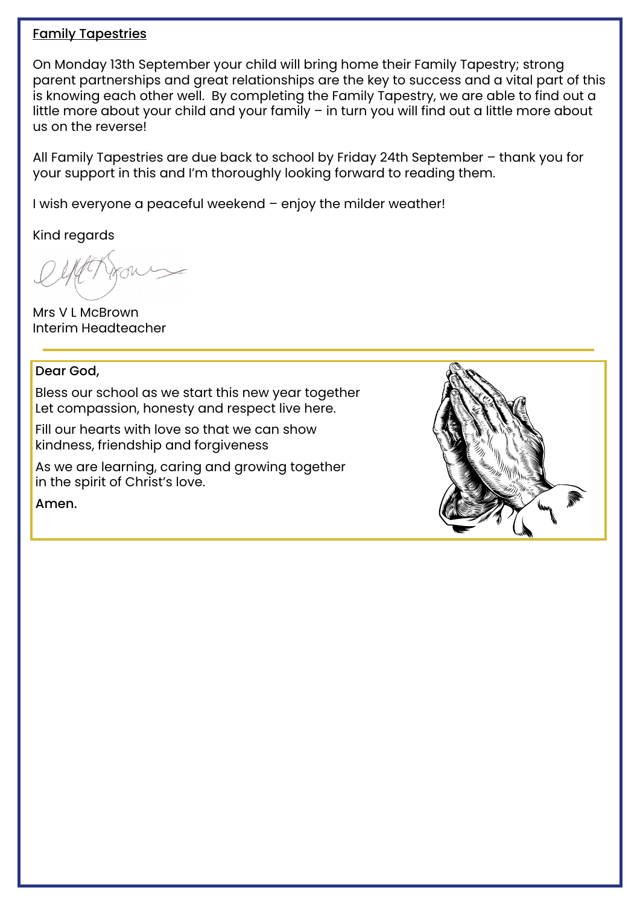**Family Tapestries**

On Monday 13th September your child will bring home their Family Tapestry; strong parent partnerships and great relationships are the key to success and a vital part of this is knowing each other well. By completing the Family Tapestry, we are able to find out a little more about your child and your family – in turn you will find out a little more about us on the reverse!

All Family Tapestries are due back to school by Friday 24th September – thank you for your support in this and I'm thoroughly looking forward to reading them.

I wish everyone a peaceful weekend – enjoy the milder weather!

Kind regards

Mrs V L McBrown
Interim Headteacher

---

Dear God,

Bless our school as we start this new year together
Let compassion, honesty and respect live here.

Fill our hearts with love so that we can show
kindness, friendship and forgiveness

As we are learning, caring and growing together
in the spirit of Christ's love.

Amen.